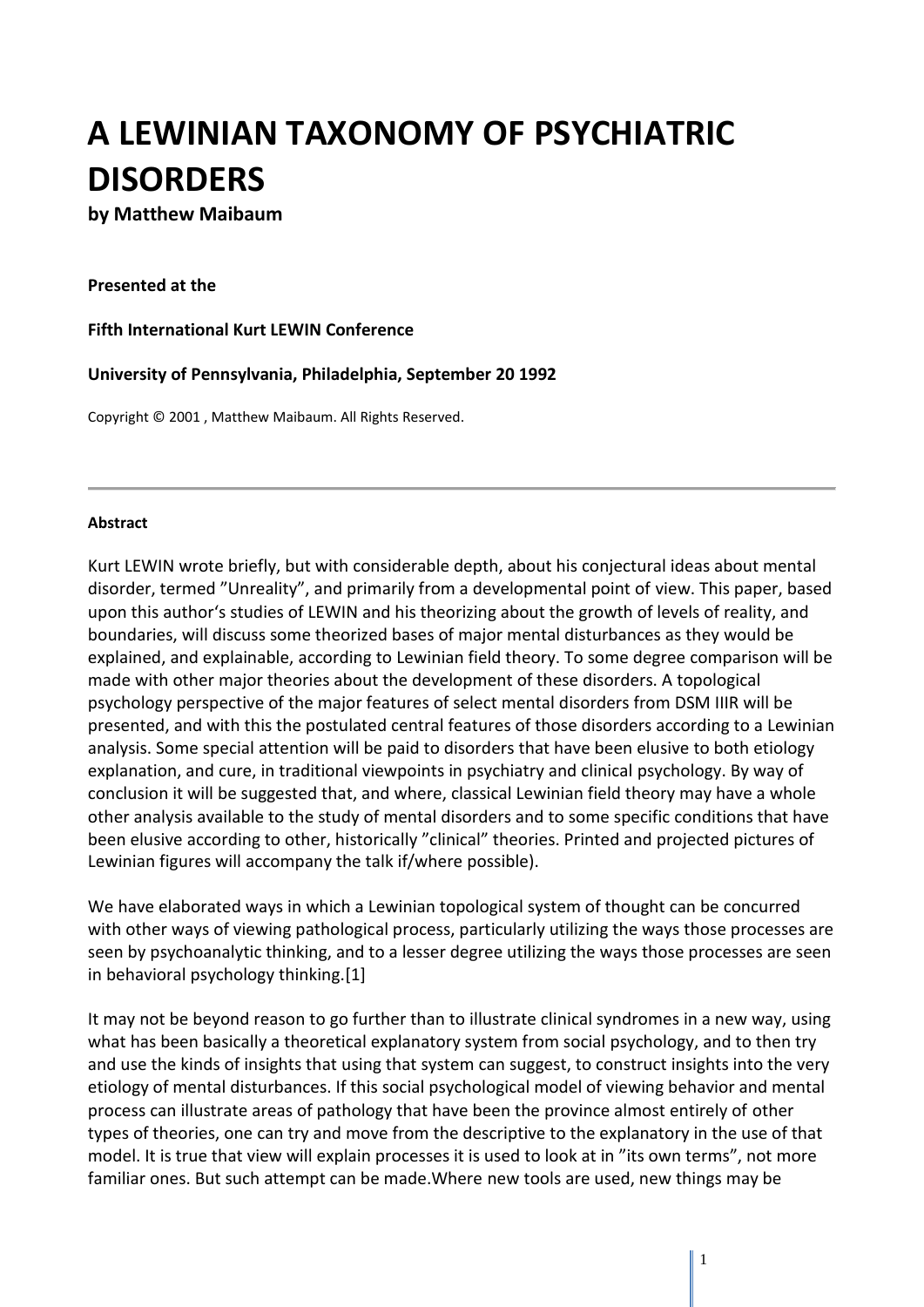# A LEWINIAN TAXONOMY OF PSYCHIATRIC DISORDERS

**by Matthew Maibaum**

**Presented at the**

**Fifth International Kurt LEWIN Conference**

**University of Pennsylvania, Philadelphia, September 20 1992**

Copyright © 2001 , Matthew Maibaum. All Rights Reserved.

---

**Abstract**

Kurt LEWIN wrote briefly, but with considerable depth, about his conjectural ideas about mental disorder, termed ”Unreality”, and primarily from a developmental point of view. This paper, based upon this author's studies of LEWIN and his theorizing about the growth of levels of reality, and boundaries, will discuss some theorized bases of major mental disturbances as they would be explained, and explainable, according to Lewinian field theory. To some degree comparison will be made with other major theories about the development of these disorders. A topological psychology perspective of the major features of select mental disorders from DSM IIIR will be presented, and with this the postulated central features of those disorders according to a Lewinian analysis. Some special attention will be paid to disorders that have been elusive to both etiology explanation, and cure, in traditional viewpoints in psychiatry and clinical psychology. By way of conclusion it will be suggested that, and where, classical Lewinian field theory may have a whole other analysis available to the study of mental disorders and to some specific conditions that have been elusive according to other, historically ”clinical” theories. Printed and projected pictures of Lewinian figures will accompany the talk if/where possible).

We have elaborated ways in which a Lewinian topological system of thought can be concurred with other ways of viewing pathological process, particularly utilizing the ways those processes are seen by psychoanalytic thinking, and to a lesser degree utilizing the ways those processes are seen in behavioral psychology thinking.[1]

It may not be beyond reason to go further than to illustrate clinical syndromes in a new way, using what has been basically a theoretical explanatory system from social psychology, and to then try and use the kinds of insights that using that system can suggest, to construct insights into the very etiology of mental disturbances. If this social psychological model of viewing behavior and mental process can illustrate areas of pathology that have been the province almost entirely of other types of theories, one can try and move from the descriptive to the explanatory in the use of that model. It is true that view will explain processes it is used to look at in ”its own terms”, not more familiar ones. But such attempt can be made.Where new tools are used, new things may be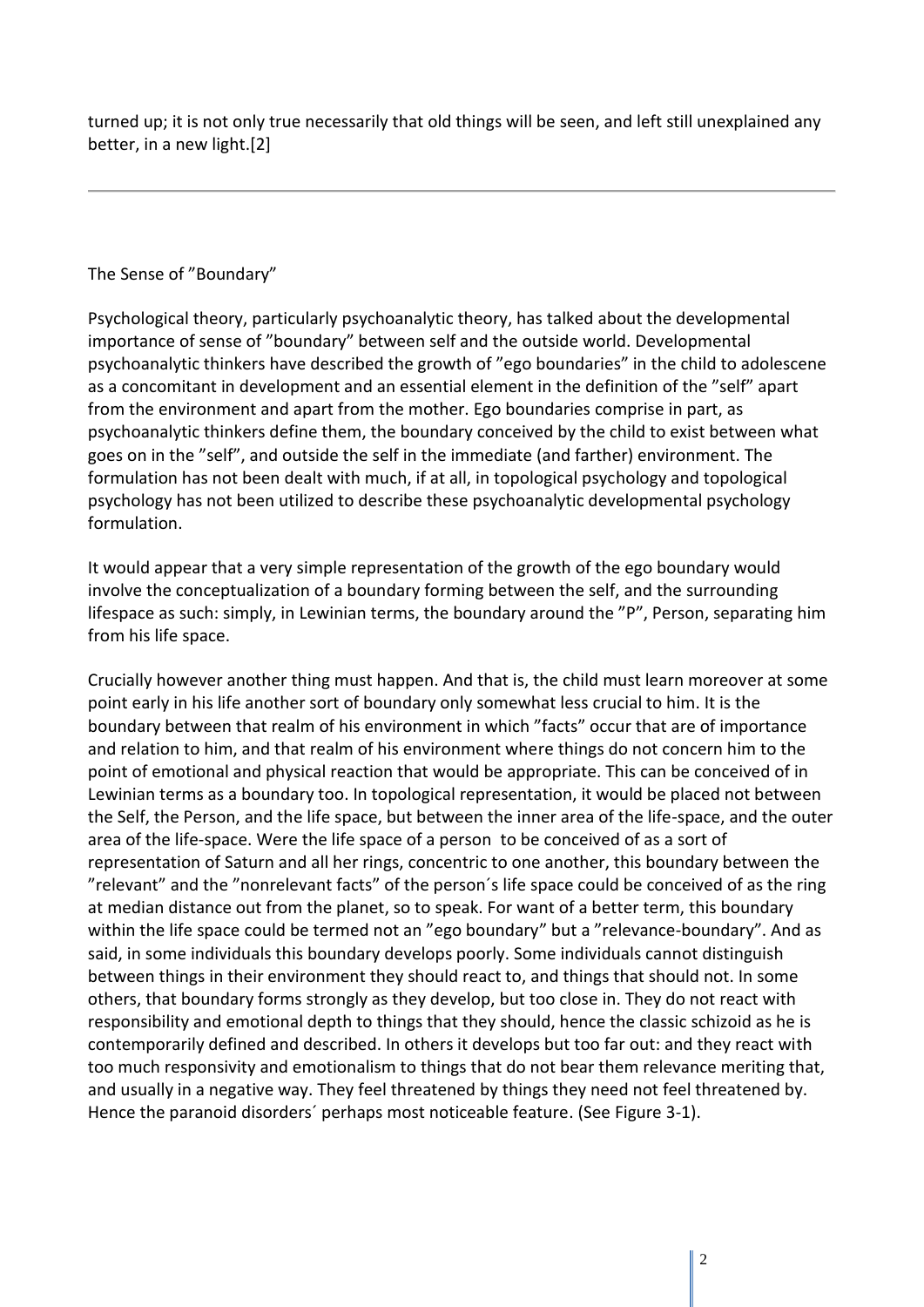turned up; it is not only true necessarily that old things will be seen, and left still unexplained any better, in a new light.[2]

---

## The Sense of ”Boundary”

Psychological theory, particularly psychoanalytic theory, has talked about the developmental importance of sense of ”boundary” between self and the outside world. Developmental psychoanalytic thinkers have described the growth of ”ego boundaries” in the child to adolescene as a concomitant in development and an essential element in the definition of the ”self” apart from the environment and apart from the mother. Ego boundaries comprise in part, as psychoanalytic thinkers define them, the boundary conceived by the child to exist between what goes on in the ”self”, and outside the self in the immediate (and farther) environment. The formulation has not been dealt with much, if at all, in topological psychology and topological psychology has not been utilized to describe these psychoanalytic developmental psychology formulation.

It would appear that a very simple representation of the growth of the ego boundary would involve the conceptualization of a boundary forming between the self, and the surrounding lifespace as such: simply, in Lewinian terms, the boundary around the ”P”, Person, separating him from his life space.

Crucially however another thing must happen. And that is, the child must learn moreover at some point early in his life another sort of boundary only somewhat less crucial to him. It is the boundary between that realm of his environment in which ”facts” occur that are of importance and relation to him, and that realm of his environment where things do not concern him to the point of emotional and physical reaction that would be appropriate. This can be conceived of in Lewinian terms as a boundary too. In topological representation, it would be placed not between the Self, the Person, and the life space, but between the inner area of the life-space, and the outer area of the life-space. Were the life space of a person to be conceived of as a sort of representation of Saturn and all her rings, concentric to one another, this boundary between the ”relevant” and the ”nonrelevant facts” of the person´s life space could be conceived of as the ring at median distance out from the planet, so to speak. For want of a better term, this boundary within the life space could be termed not an ”ego boundary” but a ”relevance-boundary”. And as said, in some individuals this boundary develops poorly. Some individuals cannot distinguish between things in their environment they should react to, and things that should not. In some others, that boundary forms strongly as they develop, but too close in. They do not react with responsibility and emotional depth to things that they should, hence the classic schizoid as he is contemporarily defined and described. In others it develops but too far out: and they react with too much responsivity and emotionalism to things that do not bear them relevance meriting that, and usually in a negative way. They feel threatened by things they need not feel threatened by. Hence the paranoid disorders´ perhaps most noticeable feature. (See Figure 3-1).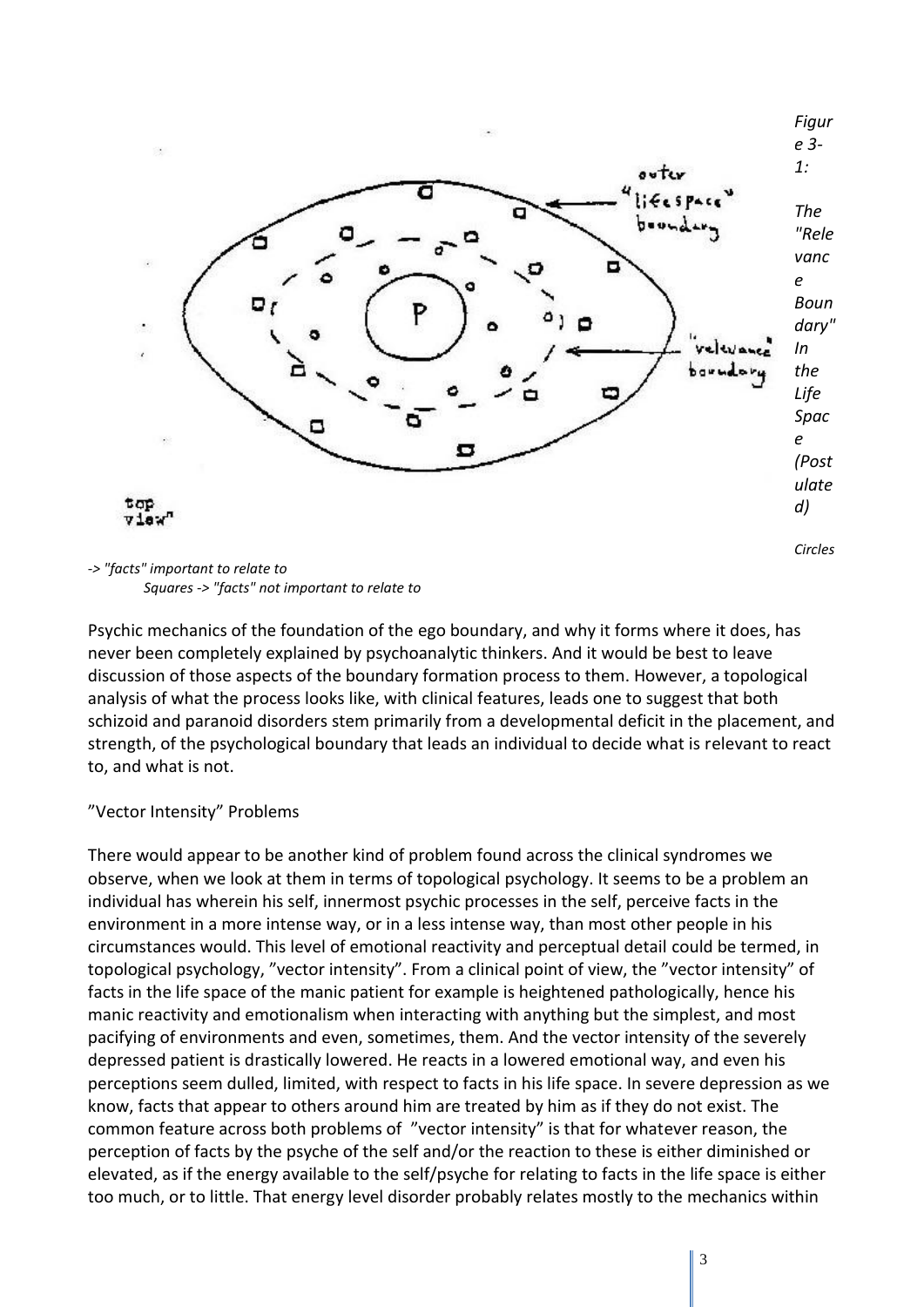*Figure 3-1: The "Relevance Boundary" In the Life Space (Postulated)*

*Circles -> "facts" important to relate to*
*Squares -> "facts" not important to relate to*

Psychic mechanics of the foundation of the ego boundary, and why it forms where it does, has never been completely explained by psychoanalytic thinkers. And it would be best to leave discussion of those aspects of the boundary formation process to them. However, a topological analysis of what the process looks like, with clinical features, leads one to suggest that both schizoid and paranoid disorders stem primarily from a developmental deficit in the placement, and strength, of the psychological boundary that leads an individual to decide what is relevant to react to, and what is not.

"Vector Intensity" Problems

There would appear to be another kind of problem found across the clinical syndromes we observe, when we look at them in terms of topological psychology. It seems to be a problem an individual has wherein his self, innermost psychic processes in the self, perceive facts in the environment in a more intense way, or in a less intense way, than most other people in his circumstances would. This level of emotional reactivity and perceptual detail could be termed, in topological psychology, "vector intensity". From a clinical point of view, the "vector intensity" of facts in the life space of the manic patient for example is heightened pathologically, hence his manic reactivity and emotionalism when interacting with anything but the simplest, and most pacifying of environments and even, sometimes, them. And the vector intensity of the severely depressed patient is drastically lowered. He reacts in a lowered emotional way, and even his perceptions seem dulled, limited, with respect to facts in his life space. In severe depression as we know, facts that appear to others around him are treated by him as if they do not exist. The common feature across both problems of "vector intensity" is that for whatever reason, the perception of facts by the psyche of the self and/or the reaction to these is either diminished or elevated, as if the energy available to the self/psyche for relating to facts in the life space is either too much, or to little. That energy level disorder probably relates mostly to the mechanics within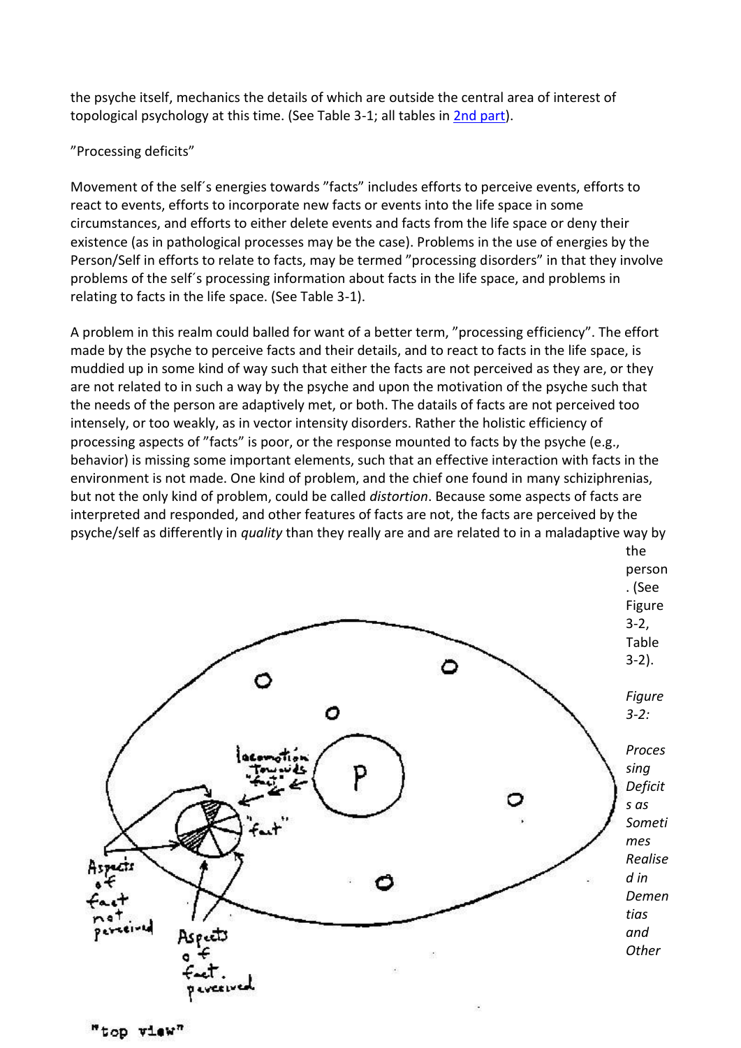the psyche itself, mechanics the details of which are outside the central area of interest of topological psychology at this time. (See Table 3-1; all tables in [2nd part](#)).

"Processing deficits"

Movement of the self´s energies towards "facts" includes efforts to perceive events, efforts to react to events, efforts to incorporate new facts or events into the life space in some circumstances, and efforts to either delete events and facts from the life space or deny their existence (as in pathological processes may be the case). Problems in the use of energies by the Person/Self in efforts to relate to facts, may be termed "processing disorders" in that they involve problems of the self´s processing information about facts in the life space, and problems in relating to facts in the life space. (See Table 3-1).

A problem in this realm could balled for want of a better term, "processing efficiency". The effort made by the psyche to perceive facts and their details, and to react to facts in the life space, is muddied up in some kind of way such that either the facts are not perceived as they are, or they are not related to in such a way by the psyche and upon the motivation of the psyche such that the needs of the person are adaptively met, or both. The datails of facts are not perceived too intensely, or too weakly, as in vector intensity disorders. Rather the holistic efficiency of processing aspects of "facts" is poor, or the response mounted to facts by the psyche (e.g., behavior) is missing some important elements, such that an effective interaction with facts in the environment is not made. One kind of problem, and the chief one found in many schiziphrenias, but not the only kind of problem, could be called *distortion*. Because some aspects of facts are interpreted and responded, and other features of facts are not, the facts are perceived by the psyche/self as differently in *quality* than they really are and are related to in a maladaptive way by the person. (See Figure 3-2, Table 3-2).

*Figure 3-2: Processing Deficits as Sometimes Realised in Dementias and Other*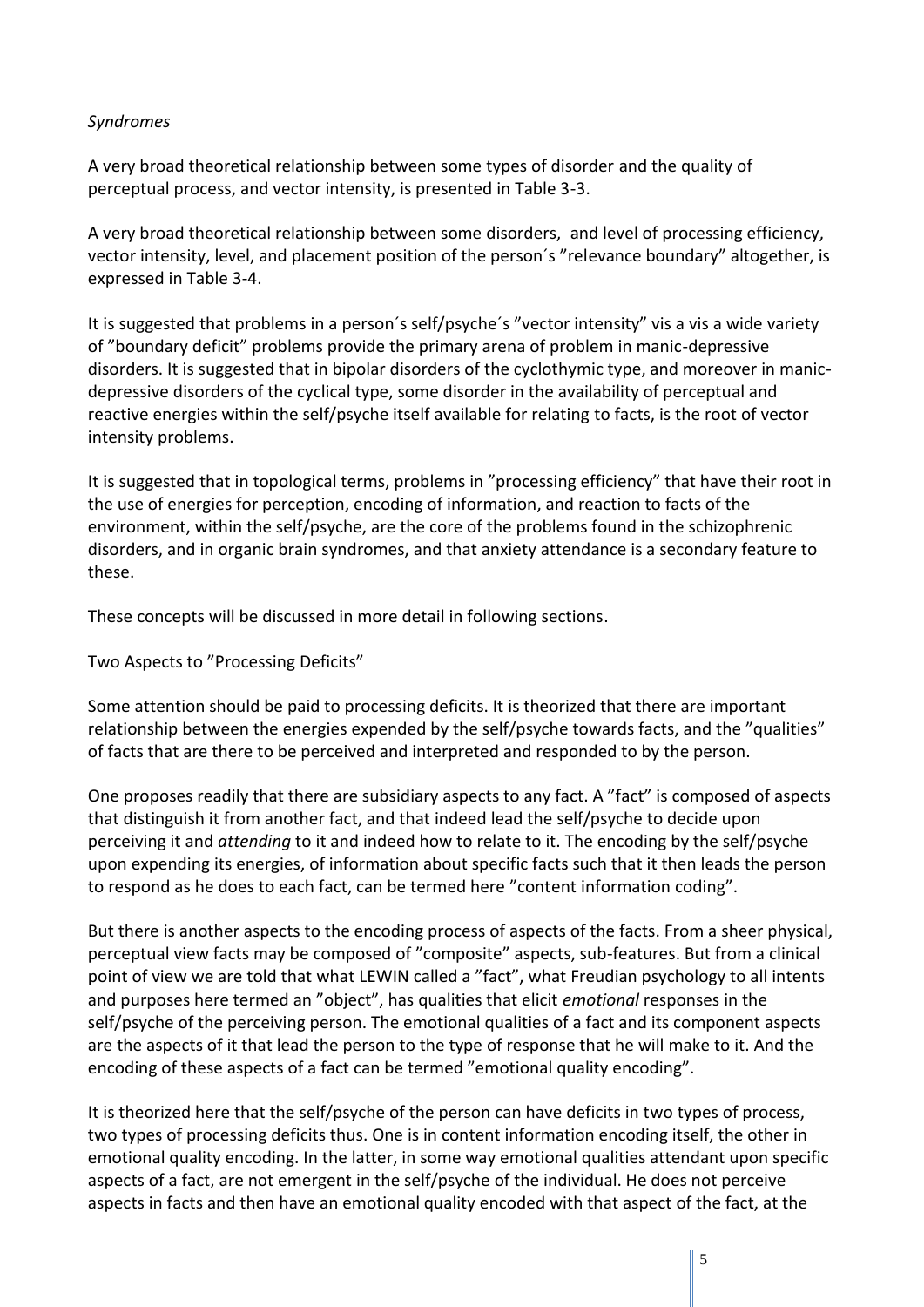*Syndromes*

A very broad theoretical relationship between some types of disorder and the quality of perceptual process, and vector intensity, is presented in Table 3-3.

A very broad theoretical relationship between some disorders, and level of processing efficiency, vector intensity, level, and placement position of the person´s ”relevance boundary” altogether, is expressed in Table 3-4.

It is suggested that problems in a person´s self/psyche´s ”vector intensity” vis a vis a wide variety of ”boundary deficit” problems provide the primary arena of problem in manic-depressive disorders. It is suggested that in bipolar disorders of the cyclothymic type, and moreover in manic-depressive disorders of the cyclical type, some disorder in the availability of perceptual and reactive energies within the self/psyche itself available for relating to facts, is the root of vector intensity problems.

It is suggested that in topological terms, problems in ”processing efficiency” that have their root in the use of energies for perception, encoding of information, and reaction to facts of the environment, within the self/psyche, are the core of the problems found in the schizophrenic disorders, and in organic brain syndromes, and that anxiety attendance is a secondary feature to these.

These concepts will be discussed in more detail in following sections.

Two Aspects to ”Processing Deficits”

Some attention should be paid to processing deficits. It is theorized that there are important relationship between the energies expended by the self/psyche towards facts, and the ”qualities” of facts that are there to be perceived and interpreted and responded to by the person.

One proposes readily that there are subsidiary aspects to any fact. A ”fact” is composed of aspects that distinguish it from another fact, and that indeed lead the self/psyche to decide upon perceiving it and *attending* to it and indeed how to relate to it. The encoding by the self/psyche upon expending its energies, of information about specific facts such that it then leads the person to respond as he does to each fact, can be termed here ”content information coding”.

But there is another aspects to the encoding process of aspects of the facts. From a sheer physical, perceptual view facts may be composed of ”composite” aspects, sub-features. But from a clinical point of view we are told that what LEWIN called a ”fact”, what Freudian psychology to all intents and purposes here termed an ”object”, has qualities that elicit *emotional* responses in the self/psyche of the perceiving person. The emotional qualities of a fact and its component aspects are the aspects of it that lead the person to the type of response that he will make to it. And the encoding of these aspects of a fact can be termed ”emotional quality encoding”.

It is theorized here that the self/psyche of the person can have deficits in two types of process, two types of processing deficits thus. One is in content information encoding itself, the other in emotional quality encoding. In the latter, in some way emotional qualities attendant upon specific aspects of a fact, are not emergent in the self/psyche of the individual. He does not perceive aspects in facts and then have an emotional quality encoded with that aspect of the fact, at the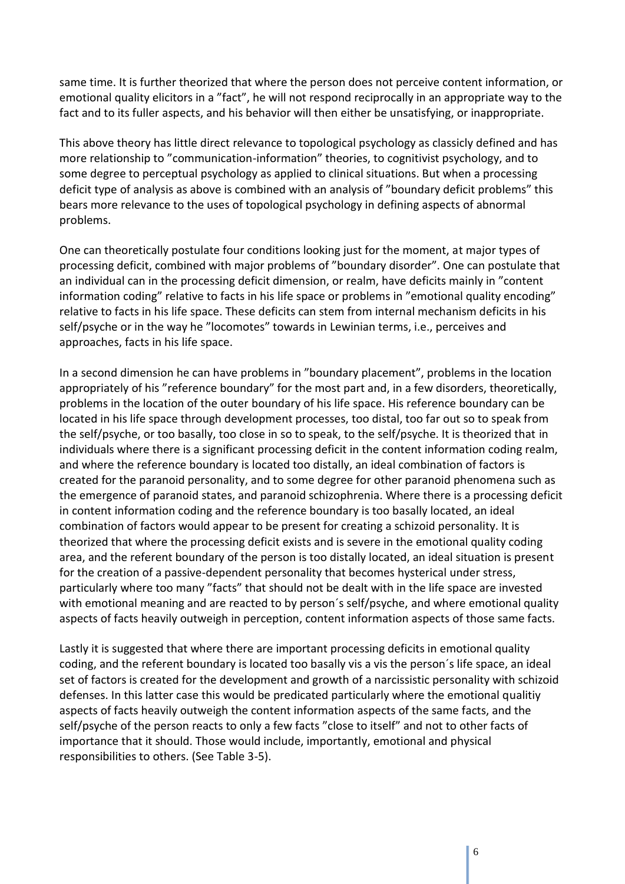same time. It is further theorized that where the person does not perceive content information, or emotional quality elicitors in a ”fact”, he will not respond reciprocally in an appropriate way to the fact and to its fuller aspects, and his behavior will then either be unsatisfying, or inappropriate.

This above theory has little direct relevance to topological psychology as classicly defined and has more relationship to ”communication-information” theories, to cognitivist psychology, and to some degree to perceptual psychology as applied to clinical situations. But when a processing deficit type of analysis as above is combined with an analysis of ”boundary deficit problems” this bears more relevance to the uses of topological psychology in defining aspects of abnormal problems.

One can theoretically postulate four conditions looking just for the moment, at major types of processing deficit, combined with major problems of ”boundary disorder”. One can postulate that an individual can in the processing deficit dimension, or realm, have deficits mainly in ”content information coding” relative to facts in his life space or problems in ”emotional quality encoding” relative to facts in his life space. These deficits can stem from internal mechanism deficits in his self/psyche or in the way he ”locomotes” towards in Lewinian terms, i.e., perceives and approaches, facts in his life space.

In a second dimension he can have problems in ”boundary placement”, problems in the location appropriately of his ”reference boundary” for the most part and, in a few disorders, theoretically, problems in the location of the outer boundary of his life space. His reference boundary can be located in his life space through development processes, too distal, too far out so to speak from the self/psyche, or too basally, too close in so to speak, to the self/psyche. It is theorized that in individuals where there is a significant processing deficit in the content information coding realm, and where the reference boundary is located too distally, an ideal combination of factors is created for the paranoid personality, and to some degree for other paranoid phenomena such as the emergence of paranoid states, and paranoid schizophrenia. Where there is a processing deficit in content information coding and the reference boundary is too basally located, an ideal combination of factors would appear to be present for creating a schizoid personality. It is theorized that where the processing deficit exists and is severe in the emotional quality coding area, and the referent boundary of the person is too distally located, an ideal situation is present for the creation of a passive-dependent personality that becomes hysterical under stress, particularly where too many ”facts” that should not be dealt with in the life space are invested with emotional meaning and are reacted to by person´s self/psyche, and where emotional quality aspects of facts heavily outweigh in perception, content information aspects of those same facts.

Lastly it is suggested that where there are important processing deficits in emotional quality coding, and the referent boundary is located too basally vis a vis the person´s life space, an ideal set of factors is created for the development and growth of a narcissistic personality with schizoid defenses. In this latter case this would be predicated particularly where the emotional qualitiy aspects of facts heavily outweigh the content information aspects of the same facts, and the self/psyche of the person reacts to only a few facts ”close to itself” and not to other facts of importance that it should. Those would include, importantly, emotional and physical responsibilities to others. (See Table 3-5).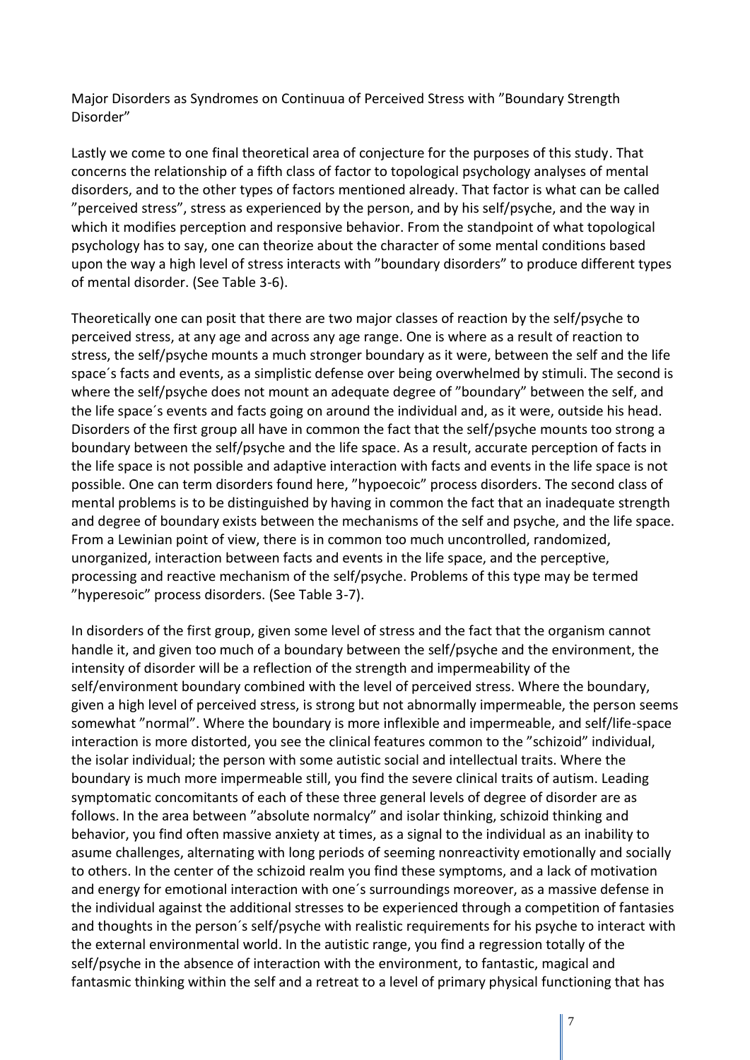Major Disorders as Syndromes on Continuua of Perceived Stress with ”Boundary Strength Disorder”

Lastly we come to one final theoretical area of conjecture for the purposes of this study. That concerns the relationship of a fifth class of factor to topological psychology analyses of mental disorders, and to the other types of factors mentioned already. That factor is what can be called ”perceived stress”, stress as experienced by the person, and by his self/psyche, and the way in which it modifies perception and responsive behavior. From the standpoint of what topological psychology has to say, one can theorize about the character of some mental conditions based upon the way a high level of stress interacts with ”boundary disorders” to produce different types of mental disorder. (See Table 3-6).

Theoretically one can posit that there are two major classes of reaction by the self/psyche to perceived stress, at any age and across any age range. One is where as a result of reaction to stress, the self/psyche mounts a much stronger boundary as it were, between the self and the life space´s facts and events, as a simplistic defense over being overwhelmed by stimuli. The second is where the self/psyche does not mount an adequate degree of ”boundary” between the self, and the life space´s events and facts going on around the individual and, as it were, outside his head. Disorders of the first group all have in common the fact that the self/psyche mounts too strong a boundary between the self/psyche and the life space. As a result, accurate perception of facts in the life space is not possible and adaptive interaction with facts and events in the life space is not possible. One can term disorders found here, ”hypoecoic” process disorders. The second class of mental problems is to be distinguished by having in common the fact that an inadequate strength and degree of boundary exists between the mechanisms of the self and psyche, and the life space. From a Lewinian point of view, there is in common too much uncontrolled, randomized, unorganized, interaction between facts and events in the life space, and the perceptive, processing and reactive mechanism of the self/psyche. Problems of this type may be termed ”hyperesoic” process disorders. (See Table 3-7).

In disorders of the first group, given some level of stress and the fact that the organism cannot handle it, and given too much of a boundary between the self/psyche and the environment, the intensity of disorder will be a reflection of the strength and impermeability of the self/environment boundary combined with the level of perceived stress. Where the boundary, given a high level of perceived stress, is strong but not abnormally impermeable, the person seems somewhat ”normal”. Where the boundary is more inflexible and impermeable, and self/life-space interaction is more distorted, you see the clinical features common to the ”schizoid” individual, the isolar individual; the person with some autistic social and intellectual traits. Where the boundary is much more impermeable still, you find the severe clinical traits of autism. Leading symptomatic concomitants of each of these three general levels of degree of disorder are as follows. In the area between ”absolute normalcy” and isolar thinking, schizoid thinking and behavior, you find often massive anxiety at times, as a signal to the individual as an inability to asume challenges, alternating with long periods of seeming nonreactivity emotionally and socially to others. In the center of the schizoid realm you find these symptoms, and a lack of motivation and energy for emotional interaction with one´s surroundings moreover, as a massive defense in the individual against the additional stresses to be experienced through a competition of fantasies and thoughts in the person´s self/psyche with realistic requirements for his psyche to interact with the external environmental world. In the autistic range, you find a regression totally of the self/psyche in the absence of interaction with the environment, to fantastic, magical and fantasmic thinking within the self and a retreat to a level of primary physical functioning that has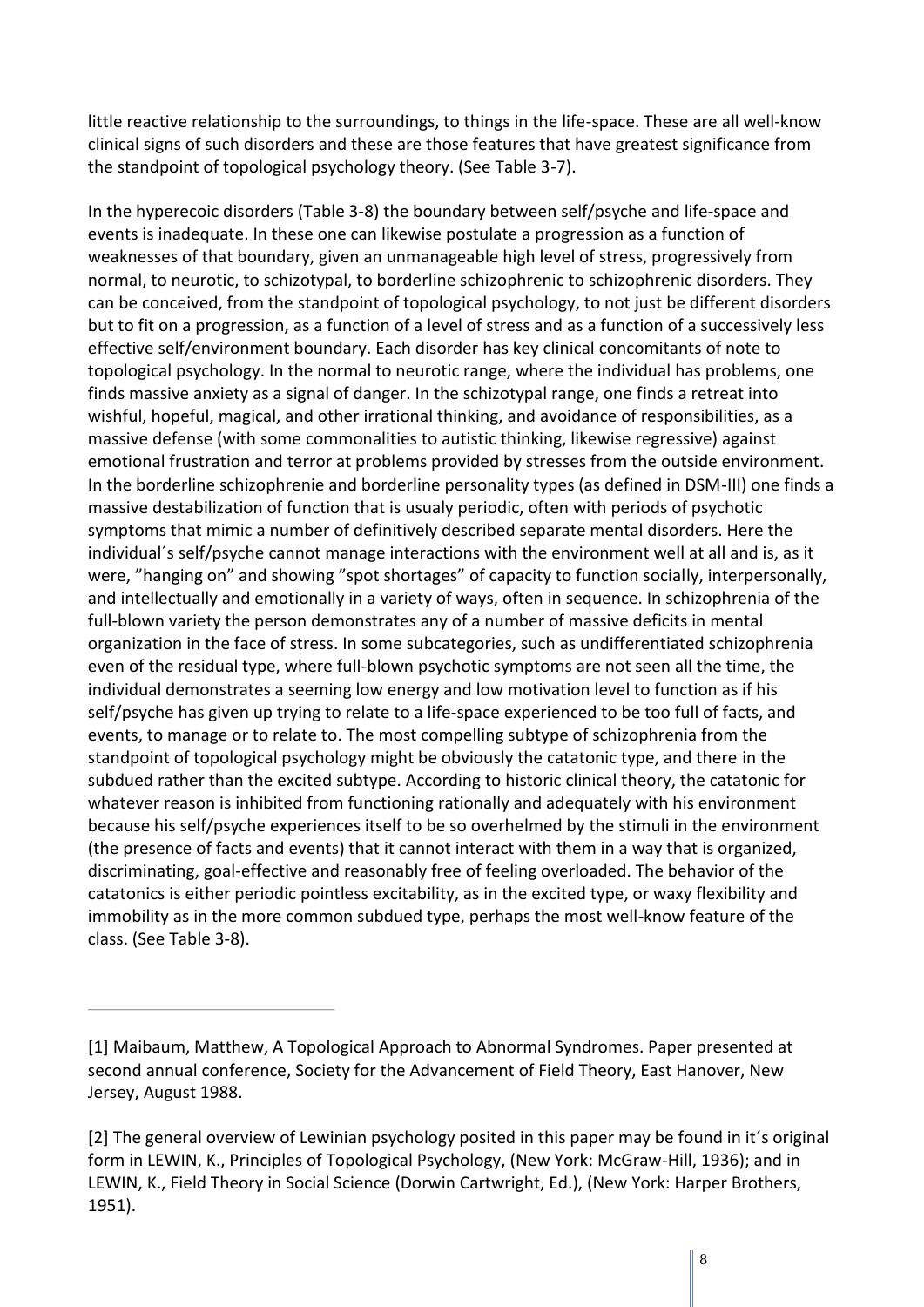little reactive relationship to the surroundings, to things in the life-space. These are all well-know clinical signs of such disorders and these are those features that have greatest significance from the standpoint of topological psychology theory. (See Table 3-7).

In the hyperecoic disorders (Table 3-8) the boundary between self/psyche and life-space and events is inadequate. In these one can likewise postulate a progression as a function of weaknesses of that boundary, given an unmanageable high level of stress, progressively from normal, to neurotic, to schizotypal, to borderline schizophrenic to schizophrenic disorders. They can be conceived, from the standpoint of topological psychology, to not just be different disorders but to fit on a progression, as a function of a level of stress and as a function of a successively less effective self/environment boundary. Each disorder has key clinical concomitants of note to topological psychology. In the normal to neurotic range, where the individual has problems, one finds massive anxiety as a signal of danger. In the schizotypal range, one finds a retreat into wishful, hopeful, magical, and other irrational thinking, and avoidance of responsibilities, as a massive defense (with some commonalities to autistic thinking, likewise regressive) against emotional frustration and terror at problems provided by stresses from the outside environment. In the borderline schizophrenie and borderline personality types (as defined in DSM-III) one finds a massive destabilization of function that is usualy periodic, often with periods of psychotic symptoms that mimic a number of definitively described separate mental disorders. Here the individual´s self/psyche cannot manage interactions with the environment well at all and is, as it were, "hanging on" and showing "spot shortages" of capacity to function socially, interpersonally, and intellectually and emotionally in a variety of ways, often in sequence. In schizophrenia of the full-blown variety the person demonstrates any of a number of massive deficits in mental organization in the face of stress. In some subcategories, such as undifferentiated schizophrenia even of the residual type, where full-blown psychotic symptoms are not seen all the time, the individual demonstrates a seeming low energy and low motivation level to function as if his self/psyche has given up trying to relate to a life-space experienced to be too full of facts, and events, to manage or to relate to. The most compelling subtype of schizophrenia from the standpoint of topological psychology might be obviously the catatonic type, and there in the subdued rather than the excited subtype. According to historic clinical theory, the catatonic for whatever reason is inhibited from functioning rationally and adequately with his environment because his self/psyche experiences itself to be so overhelmed by the stimuli in the environment (the presence of facts and events) that it cannot interact with them in a way that is organized, discriminating, goal-effective and reasonably free of feeling overloaded. The behavior of the catatonics is either periodic pointless excitability, as in the excited type, or waxy flexibility and immobility as in the more common subdued type, perhaps the most well-know feature of the class. (See Table 3-8).

---

[1] Maibaum, Matthew, A Topological Approach to Abnormal Syndromes. Paper presented at second annual conference, Society for the Advancement of Field Theory, East Hanover, New Jersey, August 1988.

[2] The general overview of Lewinian psychology posited in this paper may be found in it´s original form in LEWIN, K., Principles of Topological Psychology, (New York: McGraw-Hill, 1936); and in LEWIN, K., Field Theory in Social Science (Dorwin Cartwright, Ed.), (New York: Harper Brothers, 1951).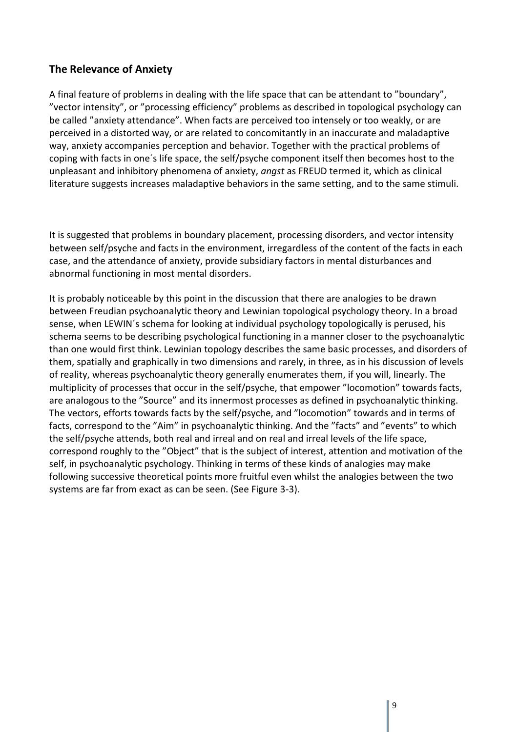## The Relevance of Anxiety

A final feature of problems in dealing with the life space that can be attendant to ”boundary”, ”vector intensity”, or ”processing efficiency” problems as described in topological psychology can be called ”anxiety attendance”. When facts are perceived too intensely or too weakly, or are perceived in a distorted way, or are related to concomitantly in an inaccurate and maladaptive way, anxiety accompanies perception and behavior. Together with the practical problems of coping with facts in one´s life space, the self/psyche component itself then becomes host to the unpleasant and inhibitory phenomena of anxiety, *angst* as FREUD termed it, which as clinical literature suggests increases maladaptive behaviors in the same setting, and to the same stimuli.

It is suggested that problems in boundary placement, processing disorders, and vector intensity between self/psyche and facts in the environment, irregardless of the content of the facts in each case, and the attendance of anxiety, provide subsidiary factors in mental disturbances and abnormal functioning in most mental disorders.

It is probably noticeable by this point in the discussion that there are analogies to be drawn between Freudian psychoanalytic theory and Lewinian topological psychology theory. In a broad sense, when LEWIN´s schema for looking at individual psychology topologically is perused, his schema seems to be describing psychological functioning in a manner closer to the psychoanalytic than one would first think. Lewinian topology describes the same basic processes, and disorders of them, spatially and graphically in two dimensions and rarely, in three, as in his discussion of levels of reality, whereas psychoanalytic theory generally enumerates them, if you will, linearly. The multiplicity of processes that occur in the self/psyche, that empower ”locomotion” towards facts, are analogous to the ”Source” and its innermost processes as defined in psychoanalytic thinking. The vectors, efforts towards facts by the self/psyche, and ”locomotion” towards and in terms of facts, correspond to the ”Aim” in psychoanalytic thinking. And the ”facts” and ”events” to which the self/psyche attends, both real and irreal and on real and irreal levels of the life space, correspond roughly to the ”Object” that is the subject of interest, attention and motivation of the self, in psychoanalytic psychology. Thinking in terms of these kinds of analogies may make following successive theoretical points more fruitful even whilst the analogies between the two systems are far from exact as can be seen. (See Figure 3-3).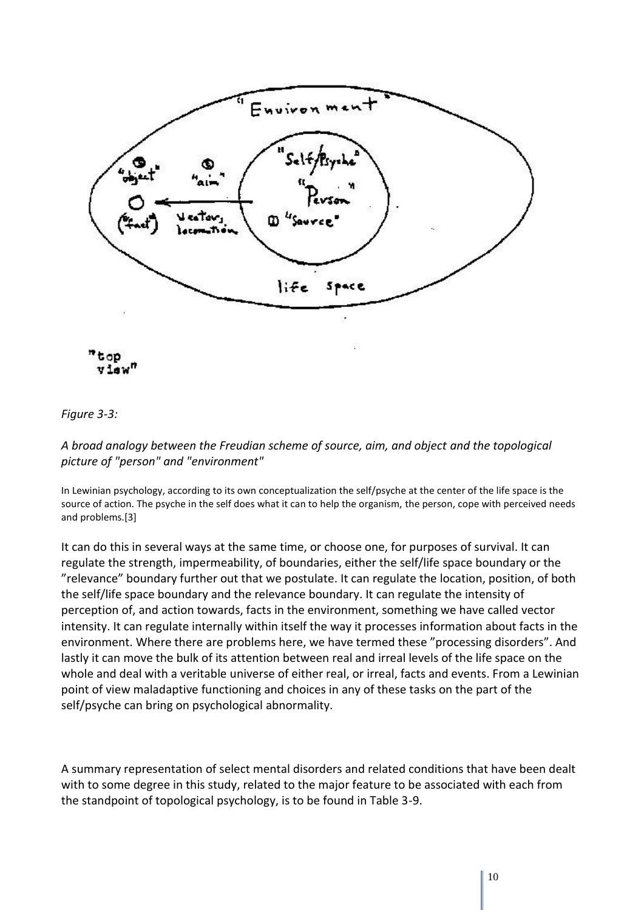*Figure 3-3:*

*A broad analogy between the Freudian scheme of source, aim, and object and the topological picture of "person" and "environment"*

In Lewinian psychology, according to its own conceptualization the self/psyche at the center of the life space is the source of action. The psyche in the self does what it can to help the organism, the person, cope with perceived needs and problems.[3]

It can do this in several ways at the same time, or choose one, for purposes of survival. It can regulate the strength, impermeability, of boundaries, either the self/life space boundary or the "relevance" boundary further out that we postulate. It can regulate the location, position, of both the self/life space boundary and the relevance boundary. It can regulate the intensity of perception of, and action towards, facts in the environment, something we have called vector intensity. It can regulate internally within itself the way it processes information about facts in the environment. Where there are problems here, we have termed these "processing disorders". And lastly it can move the bulk of its attention between real and irreal levels of the life space on the whole and deal with a veritable universe of either real, or irreal, facts and events. From a Lewinian point of view maladaptive functioning and choices in any of these tasks on the part of the self/psyche can bring on psychological abnormality.

A summary representation of select mental disorders and related conditions that have been dealt with to some degree in this study, related to the major feature to be associated with each from the standpoint of topological psychology, is to be found in Table 3-9.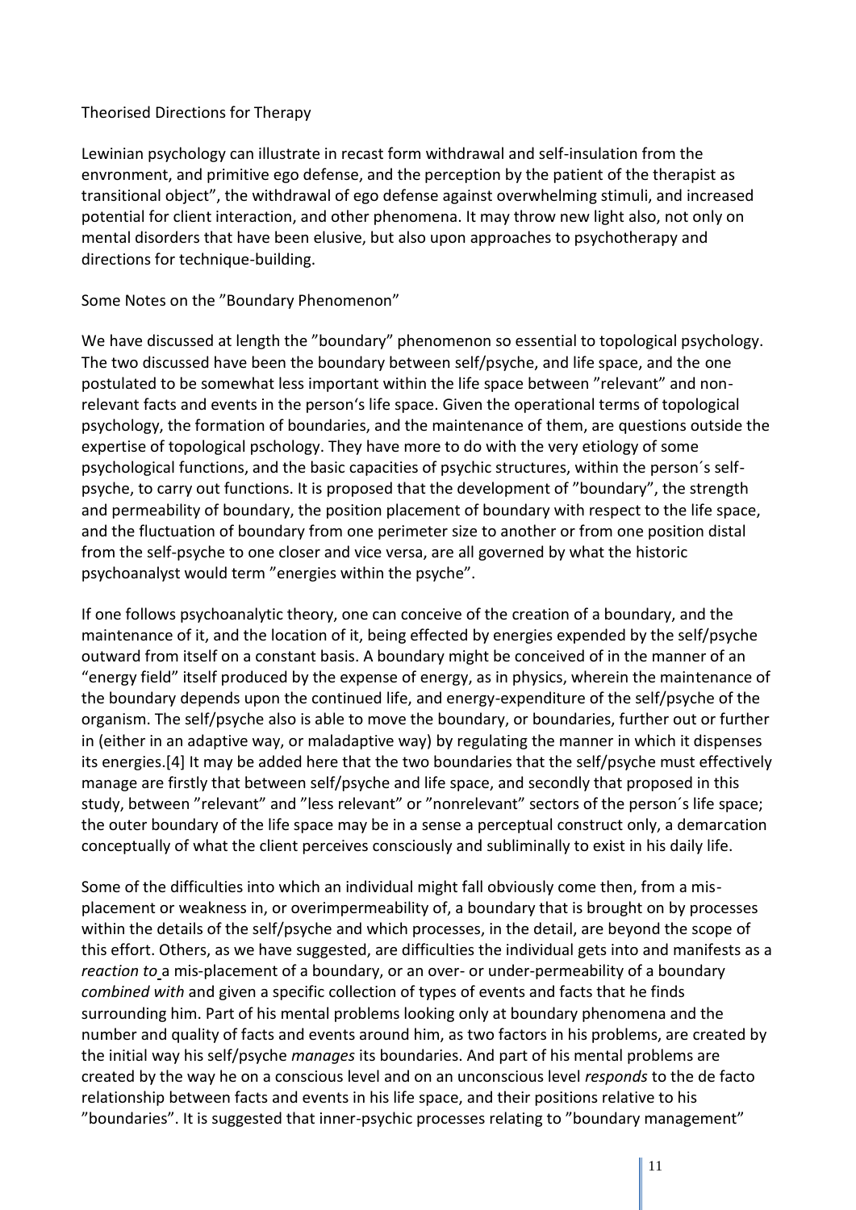Theorised Directions for Therapy

Lewinian psychology can illustrate in recast form withdrawal and self-insulation from the envronment, and primitive ego defense, and the perception by the patient of the therapist as transitional object", the withdrawal of ego defense against overwhelming stimuli, and increased potential for client interaction, and other phenomena. It may throw new light also, not only on mental disorders that have been elusive, but also upon approaches to psychotherapy and directions for technique-building.

Some Notes on the "Boundary Phenomenon"

We have discussed at length the "boundary" phenomenon so essential to topological psychology. The two discussed have been the boundary between self/psyche, and life space, and the one postulated to be somewhat less important within the life space between "relevant" and non-relevant facts and events in the person's life space. Given the operational terms of topological psychology, the formation of boundaries, and the maintenance of them, are questions outside the expertise of topological pschology. They have more to do with the very etiology of some psychological functions, and the basic capacities of psychic structures, within the person´s self-psyche, to carry out functions. It is proposed that the development of "boundary", the strength and permeability of boundary, the position placement of boundary with respect to the life space, and the fluctuation of boundary from one perimeter size to another or from one position distal from the self-psyche to one closer and vice versa, are all governed by what the historic psychoanalyst would term "energies within the psyche".

If one follows psychoanalytic theory, one can conceive of the creation of a boundary, and the maintenance of it, and the location of it, being effected by energies expended by the self/psyche outward from itself on a constant basis. A boundary might be conceived of in the manner of an "energy field" itself produced by the expense of energy, as in physics, wherein the maintenance of the boundary depends upon the continued life, and energy-expenditure of the self/psyche of the organism. The self/psyche also is able to move the boundary, or boundaries, further out or further in (either in an adaptive way, or maladaptive way) by regulating the manner in which it dispenses its energies.[4] It may be added here that the two boundaries that the self/psyche must effectively manage are firstly that between self/psyche and life space, and secondly that proposed in this study, between "relevant" and "less relevant" or "nonrelevant" sectors of the person´s life space; the outer boundary of the life space may be in a sense a perceptual construct only, a demarcation conceptually of what the client perceives consciously and subliminally to exist in his daily life.

Some of the difficulties into which an individual might fall obviously come then, from a mis-placement or weakness in, or overimpermeability of, a boundary that is brought on by processes within the details of the self/psyche and which processes, in the detail, are beyond the scope of this effort. Others, as we have suggested, are difficulties the individual gets into and manifests as a *reaction to* a mis-placement of a boundary, or an over- or under-permeability of a boundary *combined with* and given a specific collection of types of events and facts that he finds surrounding him. Part of his mental problems looking only at boundary phenomena and the number and quality of facts and events around him, as two factors in his problems, are created by the initial way his self/psyche *manages* its boundaries. And part of his mental problems are created by the way he on a conscious level and on an unconscious level *responds* to the de facto relationship between facts and events in his life space, and their positions relative to his "boundaries". It is suggested that inner-psychic processes relating to "boundary management"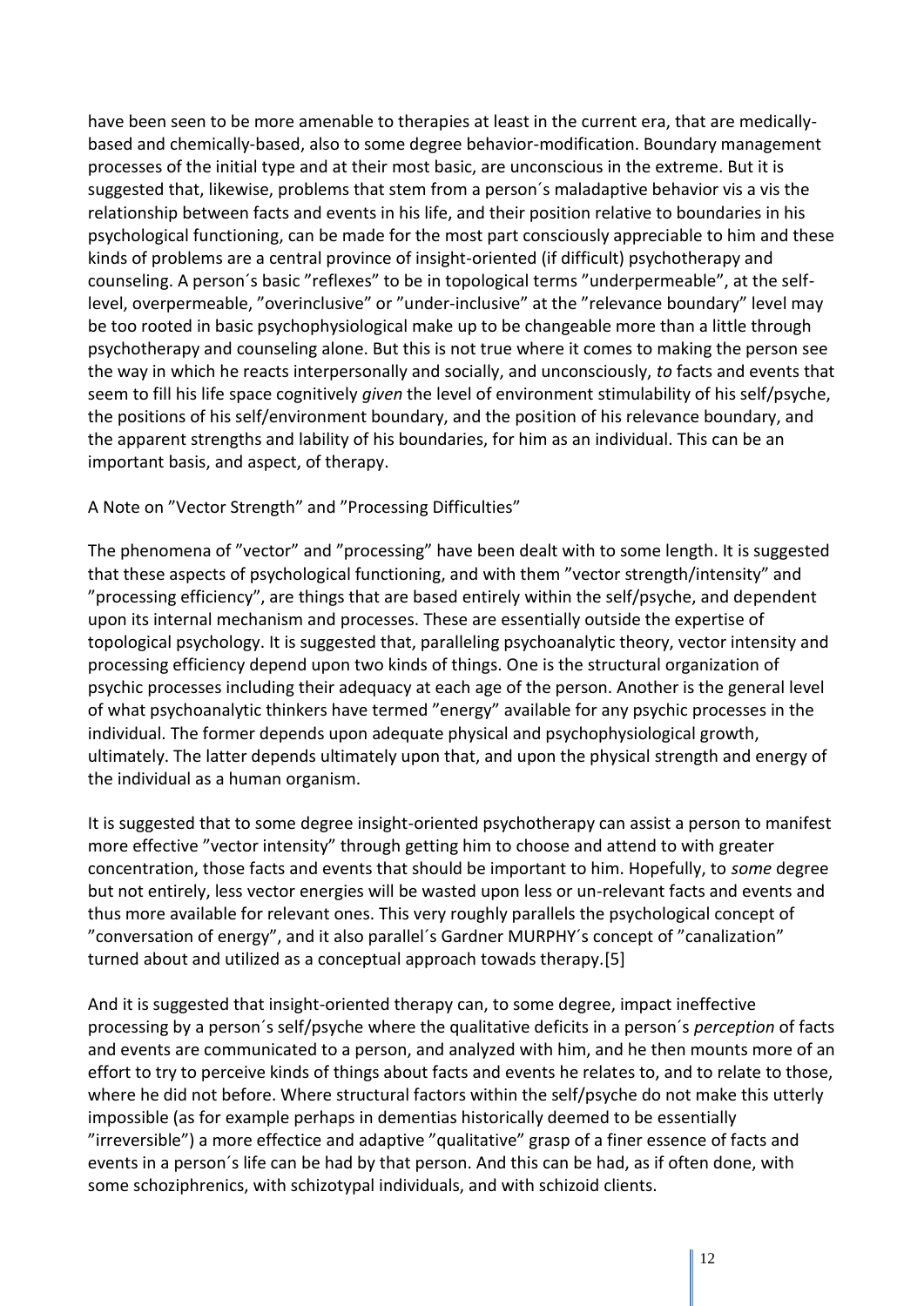have been seen to be more amenable to therapies at least in the current era, that are medically-based and chemically-based, also to some degree behavior-modification. Boundary management processes of the initial type and at their most basic, are unconscious in the extreme. But it is suggested that, likewise, problems that stem from a person´s maladaptive behavior vis a vis the relationship between facts and events in his life, and their position relative to boundaries in his psychological functioning, can be made for the most part consciously appreciable to him and these kinds of problems are a central province of insight-oriented (if difficult) psychotherapy and counseling. A person´s basic "reflexes" to be in topological terms "underpermeable", at the self-level, overpermeable, "overinclusive" or "under-inclusive" at the "relevance boundary" level may be too rooted in basic psychophysiological make up to be changeable more than a little through psychotherapy and counseling alone. But this is not true where it comes to making the person see the way in which he reacts interpersonally and socially, and unconsciously, *to* facts and events that seem to fill his life space cognitively *given* the level of environment stimulability of his self/psyche, the positions of his self/environment boundary, and the position of his relevance boundary, and the apparent strengths and lability of his boundaries, for him as an individual. This can be an important basis, and aspect, of therapy.

A Note on "Vector Strength" and "Processing Difficulties"

The phenomena of "vector" and "processing" have been dealt with to some length. It is suggested that these aspects of psychological functioning, and with them "vector strength/intensity" and "processing efficiency", are things that are based entirely within the self/psyche, and dependent upon its internal mechanism and processes. These are essentially outside the expertise of topological psychology. It is suggested that, paralleling psychoanalytic theory, vector intensity and processing efficiency depend upon two kinds of things. One is the structural organization of psychic processes including their adequacy at each age of the person. Another is the general level of what psychoanalytic thinkers have termed "energy" available for any psychic processes in the individual. The former depends upon adequate physical and psychophysiological growth, ultimately. The latter depends ultimately upon that, and upon the physical strength and energy of the individual as a human organism.

It is suggested that to some degree insight-oriented psychotherapy can assist a person to manifest more effective "vector intensity" through getting him to choose and attend to with greater concentration, those facts and events that should be important to him. Hopefully, to *some* degree but not entirely, less vector energies will be wasted upon less or un-relevant facts and events and thus more available for relevant ones. This very roughly parallels the psychological concept of "conversation of energy", and it also parallel´s Gardner MURPHY´s concept of "canalization" turned about and utilized as a conceptual approach towads therapy.[5]

And it is suggested that insight-oriented therapy can, to some degree, impact ineffective processing by a person´s self/psyche where the qualitative deficits in a person´s *perception* of facts and events are communicated to a person, and analyzed with him, and he then mounts more of an effort to try to perceive kinds of things about facts and events he relates to, and to relate to those, where he did not before. Where structural factors within the self/psyche do not make this utterly impossible (as for example perhaps in dementias historically deemed to be essentially "irreversible") a more effectice and adaptive "qualitative" grasp of a finer essence of facts and events in a person´s life can be had by that person. And this can be had, as if often done, with some schoziphrenics, with schizotypal individuals, and with schizoid clients.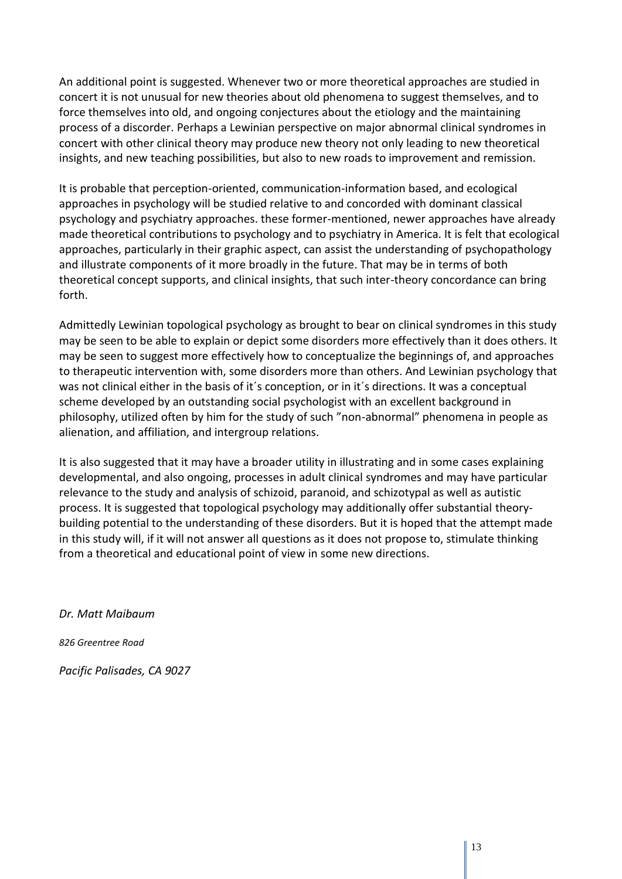An additional point is suggested. Whenever two or more theoretical approaches are studied in concert it is not unusual for new theories about old phenomena to suggest themselves, and to force themselves into old, and ongoing conjectures about the etiology and the maintaining process of a discorder. Perhaps a Lewinian perspective on major abnormal clinical syndromes in concert with other clinical theory may produce new theory not only leading to new theoretical insights, and new teaching possibilities, but also to new roads to improvement and remission.

It is probable that perception-oriented, communication-information based, and ecological approaches in psychology will be studied relative to and concorded with dominant classical psychology and psychiatry approaches. these former-mentioned, newer approaches have already made theoretical contributions to psychology and to psychiatry in America. It is felt that ecological approaches, particularly in their graphic aspect, can assist the understanding of psychopathology and illustrate components of it more broadly in the future. That may be in terms of both theoretical concept supports, and clinical insights, that such inter-theory concordance can bring forth.

Admittedly Lewinian topological psychology as brought to bear on clinical syndromes in this study may be seen to be able to explain or depict some disorders more effectively than it does others. It may be seen to suggest more effectively how to conceptualize the beginnings of, and approaches to therapeutic intervention with, some disorders more than others. And Lewinian psychology that was not clinical either in the basis of it´s conception, or in it´s directions. It was a conceptual scheme developed by an outstanding social psychologist with an excellent background in philosophy, utilized often by him for the study of such "non-abnormal" phenomena in people as alienation, and affiliation, and intergroup relations.

It is also suggested that it may have a broader utility in illustrating and in some cases explaining developmental, and also ongoing, processes in adult clinical syndromes and may have particular relevance to the study and analysis of schizoid, paranoid, and schizotypal as well as autistic process. It is suggested that topological psychology may additionally offer substantial theory-building potential to the understanding of these disorders. But it is hoped that the attempt made in this study will, if it will not answer all questions as it does not propose to, stimulate thinking from a theoretical and educational point of view in some new directions.

*Dr. Matt Maibaum*

*826 Greentree Road*

*Pacific Palisades, CA 9027*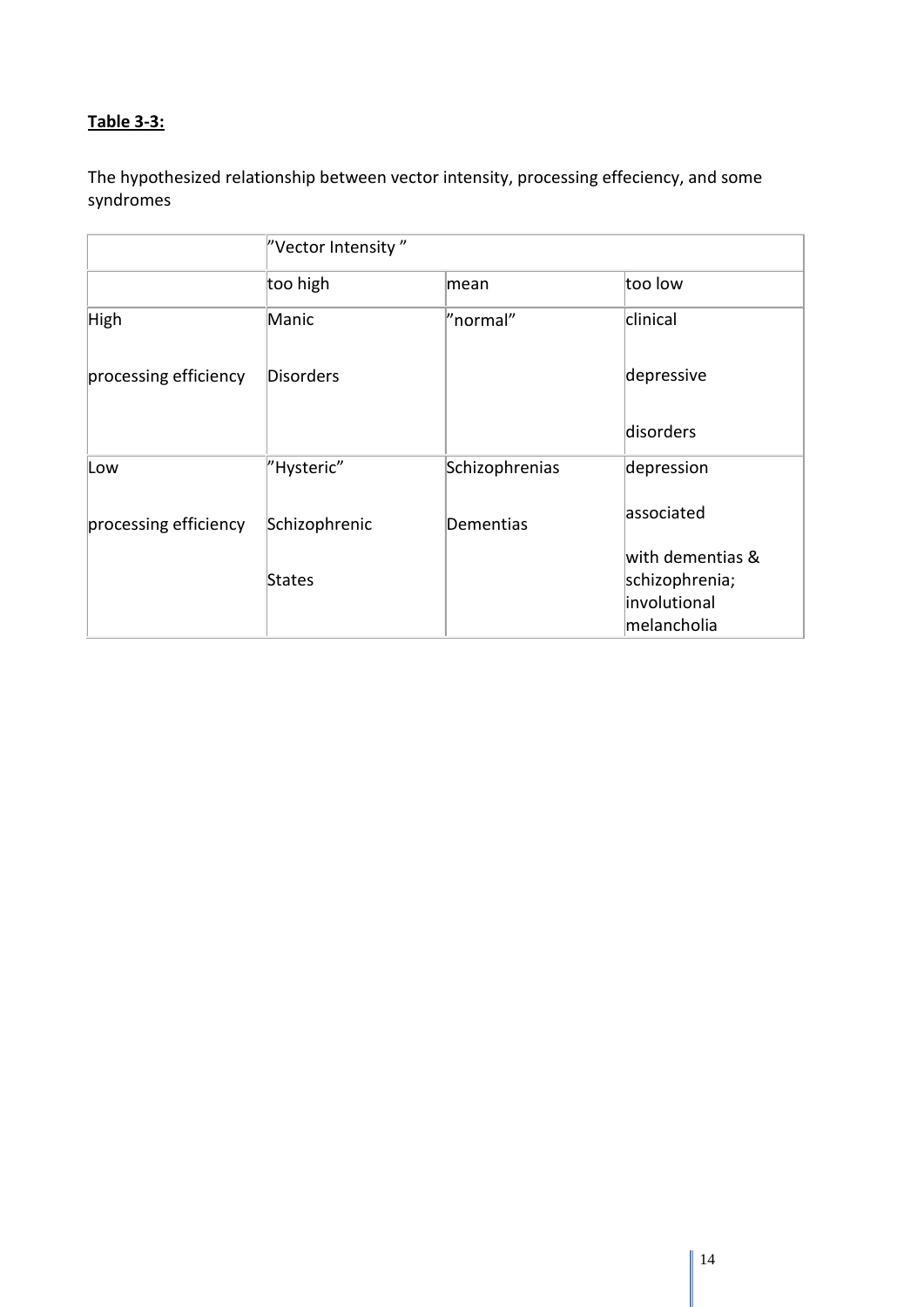**Table 3-3:**

The hypothesized relationship between vector intensity, processing effeciency, and some syndromes

| | ”Vector Intensity ” | | |
|---|---|---|---|
| | too high | mean | too low |
| High processing efficiency | Manic Disorders | ”normal” | clinical depressive disorders |
| Low processing efficiency | ”Hysteric” Schizophrenic States | Schizophrenias Dementias | depression associated with dementias & schizophrenia; involutional melancholia |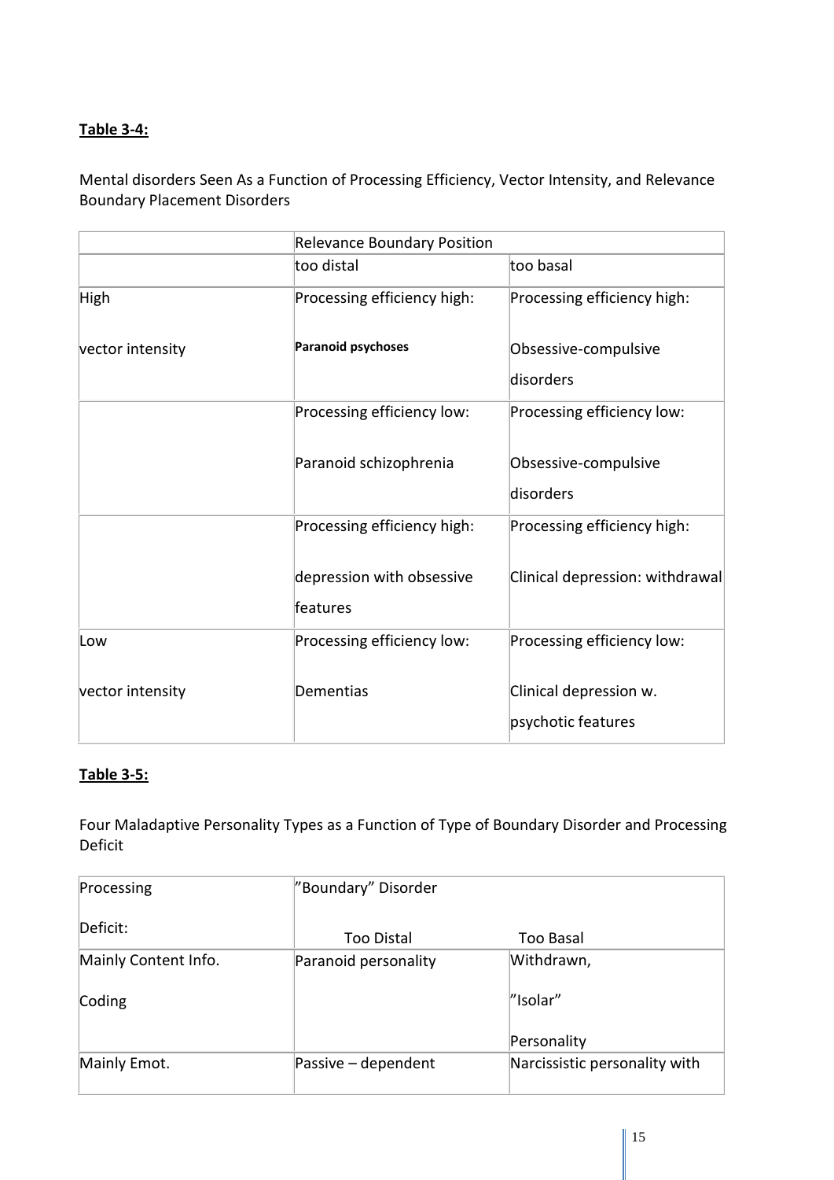**Table 3-4:**

Mental disorders Seen As a Function of Processing Efficiency, Vector Intensity, and Relevance Boundary Placement Disorders

| | Relevance Boundary Position | |
|---|---|---|
| | too distal | too basal |
| High<br><br>vector intensity | Processing efficiency high:<br><br>**Paranoid psychoses** | Processing efficiency high:<br><br>Obsessive-compulsive disorders |
| | Processing efficiency low:<br><br>Paranoid schizophrenia | Processing efficiency low:<br><br>Obsessive-compulsive disorders |
| | Processing efficiency high:<br><br>depression with obsessive features | Processing efficiency high:<br><br>Clinical depression: withdrawal |
| Low<br><br>vector intensity | Processing efficiency low:<br><br>Dementias | Processing efficiency low:<br><br>Clinical depression w. psychotic features |

**Table 3-5:**

Four Maladaptive Personality Types as a Function of Type of Boundary Disorder and Processing Deficit

| Processing<br><br>Deficit: | "Boundary" Disorder<br><br>Too Distal | <br><br>Too Basal |
|---|---|---|
| Mainly Content Info.<br><br>Coding | Paranoid personality | Withdrawn,<br><br>"Isolar"<br><br>Personality |
| Mainly Emot. | Passive – dependent | Narcissistic personality with |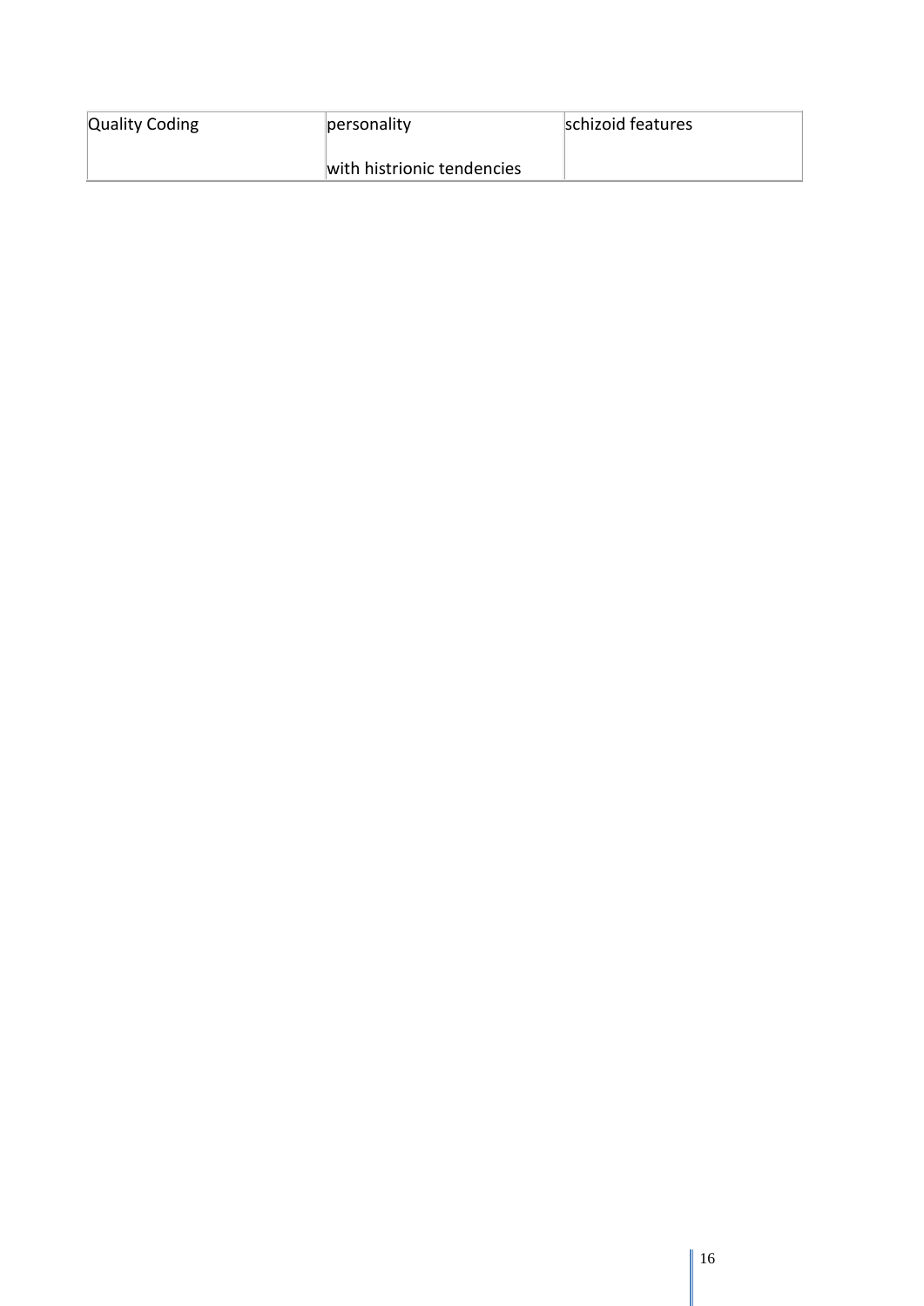| Quality Coding | personality<br><br>with histrionic tendencies | schizoid features |
|---|---|---|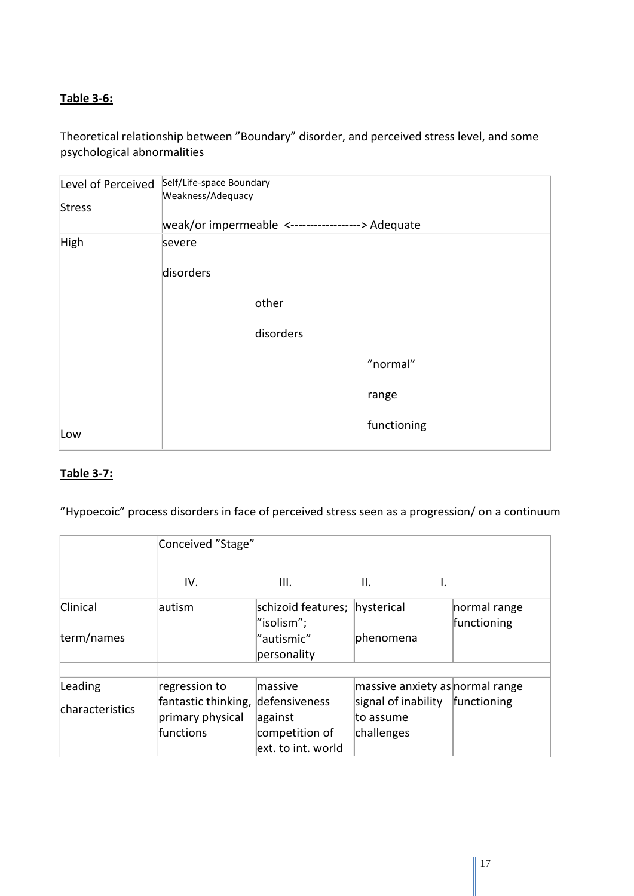**Table 3-6:**

Theoretical relationship between ”Boundary” disorder, and perceived stress level, and some psychological abnormalities

| Level of Perceived Stress | Self/Life-space Boundary Weakness/Adequacy<br>weak/or impermeable <------------------> Adequate | | |
|---|---|---|---|
| High | severe disorders | | |
| | | other disorders | |
| Low | | | ”normal” range functioning |

**Table 3-7:**

”Hypoecoic” process disorders in face of perceived stress seen as a progression/ on a continuum

| | Conceived ”Stage” | | | |
|---|---|---|---|---|
| | IV. | III. | II. | I. |
| Clinical term/names | autism | schizoid features; ”isolism”; ”autismic” personality | hysterical phenomena | normal range functioning |
| | | | | |
| Leading characteristics | regression to fantastic thinking, primary physical functions | massive defensiveness against competition of ext. to int. world | massive anxiety as signal of inability to assume challenges | normal range functioning |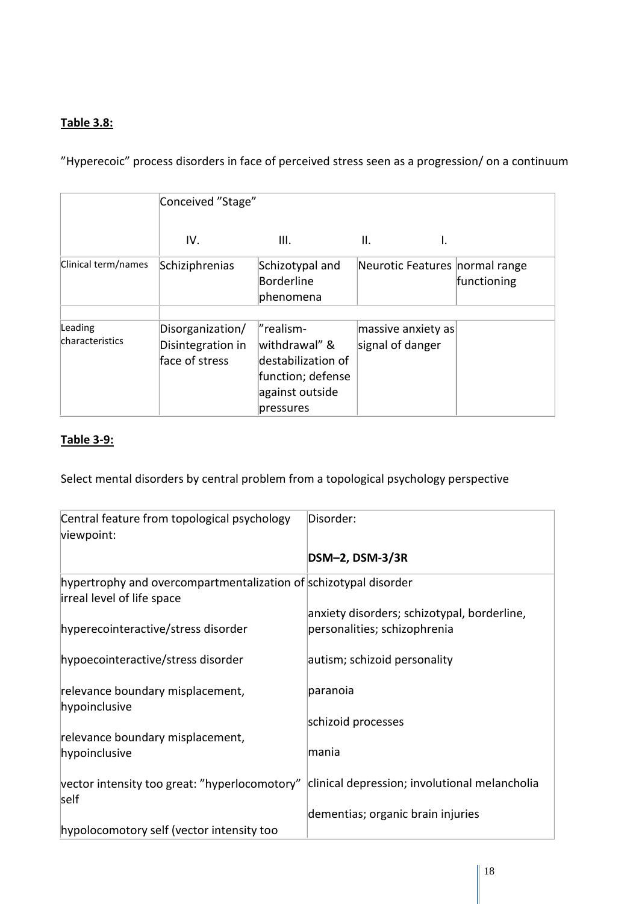**Table 3.8:**

"Hyperecoic" process disorders in face of perceived stress seen as a progression/ on a continuum

| | Conceived "Stage" | | | |
|---|---|---|---|---|
| | IV. | III. | II. | I. |
| Clinical term/names | Schiziphrenias | Schizotypal and Borderline phenomena | Neurotic Features | normal range functioning |
| Leading characteristics | Disorganization/ Disintegration in face of stress | "realism-withdrawal" & destabilization of function; defense against outside pressures | massive anxiety as signal of danger | |

**Table 3-9:**

Select mental disorders by central problem from a topological psychology perspective

| Central feature from topological psychology viewpoint: | Disorder: DSM–2, DSM-3/3R |
|---|---|
| hypertrophy and overcompartmentalization of irreal level of life space | schizotypal disorder |
| hyperecointeractive/stress disorder | anxiety disorders; schizotypal, borderline, personalities; schizophrenia |
| hypoecointeractive/stress disorder | autism; schizoid personality |
| relevance boundary misplacement, hypoinclusive | paranoia |
| relevance boundary misplacement, hypoinclusive | schizoid processes |
| vector intensity too great: "hyperlocomotory" self | mania |
| hypolocomotory self (vector intensity too | clinical depression; involutional melancholia |
| | dementias; organic brain injuries |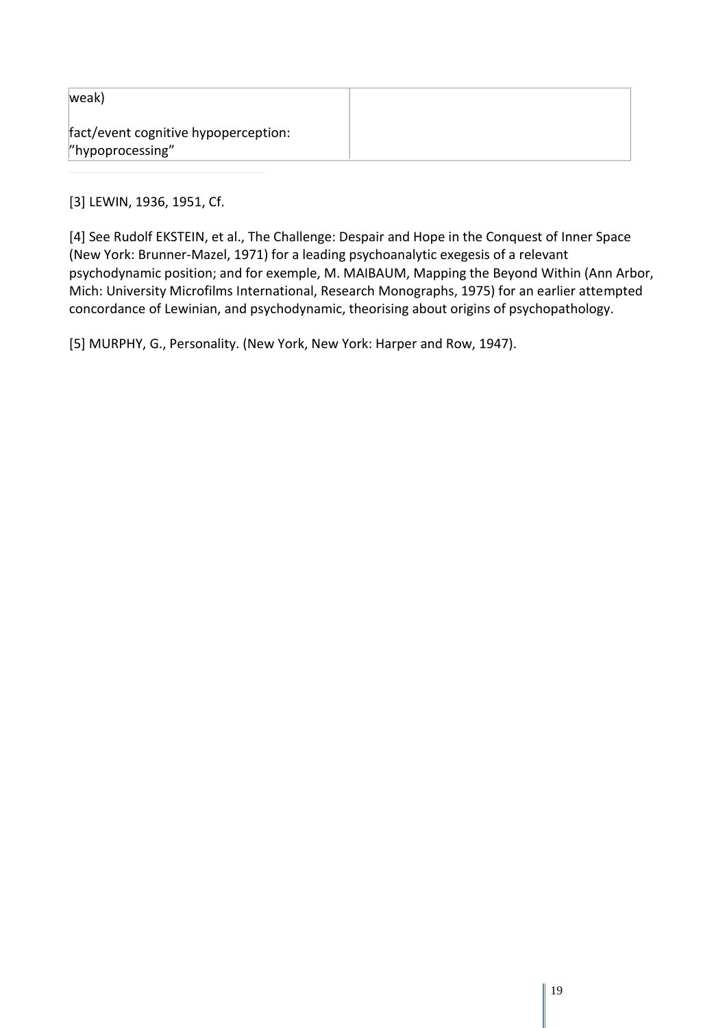| | |
|---|---|
| weak)<br><br>fact/event cognitive hypoperception: ”hypoprocessing” | |

[3] LEWIN, 1936, 1951, Cf.

[4] See Rudolf EKSTEIN, et al., The Challenge: Despair and Hope in the Conquest of Inner Space (New York: Brunner-Mazel, 1971) for a leading psychoanalytic exegesis of a relevant psychodynamic position; and for exemple, M. MAIBAUM, Mapping the Beyond Within (Ann Arbor, Mich: University Microfilms International, Research Monographs, 1975) for an earlier attempted concordance of Lewinian, and psychodynamic, theorising about origins of psychopathology.

[5] MURPHY, G., Personality. (New York, New York: Harper and Row, 1947).